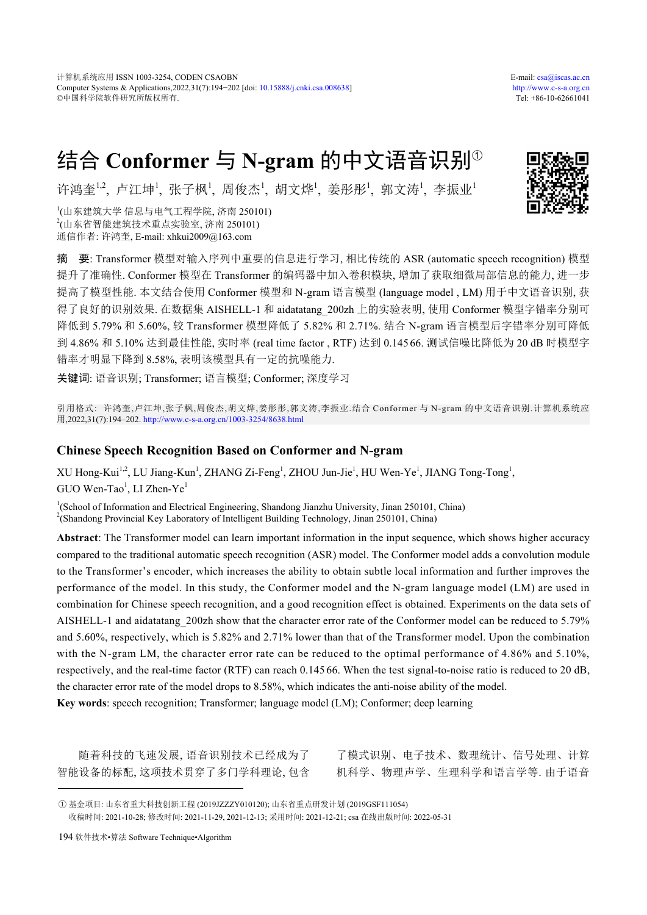# 结合 Conformer 与 N-gram 的中文语音识别①

许鸿奎[1,2], 卢江坤[1], 张子枫[1], 周俊杰[1], 胡文烨[1], 姜彤彤[1], 郭文涛[1], 李振业[1]

[1](山东建筑大学 信息与电气工程学院, 济南 250101)
[2](山东省智能建筑技术重点实验室, 济南 250101)
通信作者: 许鸿奎, E-mail: xhkui2009@163.com

**摘　要**: Transformer 模型对输入序列中重要的信息进行学习, 相比传统的 ASR (automatic speech recognition) 模型提升了准确性. Conformer 模型在 Transformer 的编码器中加入卷积模块, 增加了获取细微局部信息的能力, 进一步提高了模型性能. 本文结合使用 Conformer 模型和 N-gram 语言模型 (language model , LM) 用于中文语音识别, 获得了良好的识别效果. 在数据集 AISHELL-1 和 aidatatang_200zh 上的实验表明, 使用 Conformer 模型字错率分别可降低到 5.79% 和 5.60%, 较 Transformer 模型降低了 5.82% 和 2.71%. 结合 N-gram 语言模型后字错率分别可降低到 4.86% 和 5.10% 达到最佳性能, 实时率 (real time factor , RTF) 达到 0.145 66. 测试信噪比降低为 20 dB 时模型字错率才明显下降到 8.58%, 表明该模型具有一定的抗噪能力.

**关键词**: 语音识别; Transformer; 语言模型; Conformer; 深度学习

引用格式: 许鸿奎,卢江坤,张子枫,周俊杰,胡文烨,姜彤彤,郭文涛,李振业.结合 Conformer 与 N-gram 的中文语音识别.计算机系统应用,2022,31(7):194–202. http://www.c-s-a.org.cn/1003-3254/8638.html

## Chinese Speech Recognition Based on Conformer and N-gram

XU Hong-Kui[1,2], LU Jiang-Kun[1], ZHANG Zi-Feng[1], ZHOU Jun-Jie[1], HU Wen-Ye[1], JIANG Tong-Tong[1], GUO Wen-Tao[1], LI Zhen-Ye[1]

[1](School of Information and Electrical Engineering, Shandong Jianzhu University, Jinan 250101, China)
[2](Shandong Provincial Key Laboratory of Intelligent Building Technology, Jinan 250101, China)

**Abstract**: The Transformer model can learn important information in the input sequence, which shows higher accuracy compared to the traditional automatic speech recognition (ASR) model. The Conformer model adds a convolution module to the Transformer's encoder, which increases the ability to obtain subtle local information and further improves the performance of the model. In this study, the Conformer model and the N-gram language model (LM) are used in combination for Chinese speech recognition, and a good recognition effect is obtained. Experiments on the data sets of AISHELL-1 and aidatatang_200zh show that the character error rate of the Conformer model can be reduced to 5.79% and 5.60%, respectively, which is 5.82% and 2.71% lower than that of the Transformer model. Upon the combination with the N-gram LM, the character error rate can be reduced to the optimal performance of 4.86% and 5.10%, respectively, and the real-time factor (RTF) can reach 0.145 66. When the test signal-to-noise ratio is reduced to 20 dB, the character error rate of the model drops to 8.58%, which indicates the anti-noise ability of the model.

**Key words**: speech recognition; Transformer; language model (LM); Conformer; deep learning

随着科技的飞速发展, 语音识别技术已经成为了智能设备的标配, 这项技术贯穿了多门学科理论, 包含了模式识别、电子技术、数理统计、信号处理、计算机科学、物理声学、生理科学和语言学等. 由于语音

① 基金项目: 山东省重大科技创新工程 (2019JZZY010120); 山东省重点研发计划 (2019GSF111054)
收稿时间: 2021-10-28; 修改时间: 2021-11-29, 2021-12-13; 采用时间: 2021-12-21; csa 在线出版时间: 2022-05-31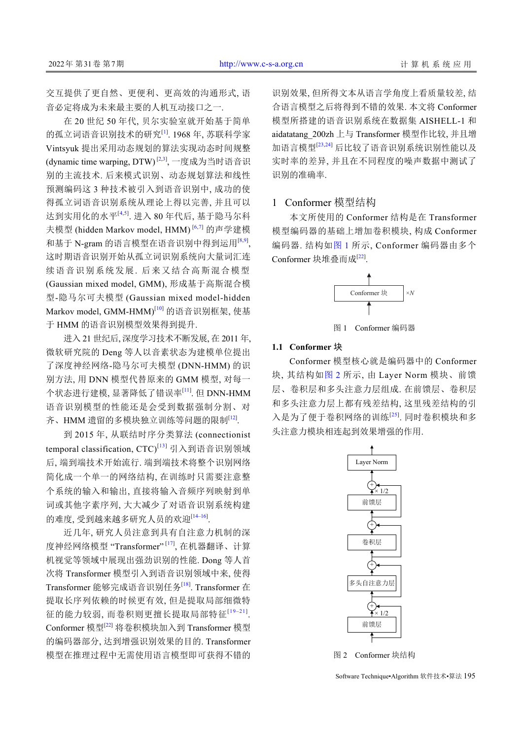交互提供了更自然、更便利、更高效的沟通形式, 语音必定将成为未来最主要的人机互动接口之一.

在 20 世纪 50 年代, 贝尔实验室就开始基于简单的孤立词语音识别技术的研究[1]. 1968 年, 苏联科学家 Vintsyuk 提出采用动态规划的算法实现动态时间规整 (dynamic time warping, DTW)[2,3], 一度成为当时语音识别的主流技术. 后来模式识别、动态规划算法和线性预测编码这 3 种技术被引入到语音识别中, 成功的使得孤立词语音识别系统从理论上得以完善, 并且可以达到实用化的水平[4,5]. 进入 80 年代后, 基于隐马尔科夫模型 (hidden Markov model, HMM)[6,7] 的声学建模和基于 N-gram 的语言模型在语音识别中得到运用[8,9], 这时期语音识别开始从孤立词识别系统向大量词汇连续语音识别系统发展. 后来又结合高斯混合模型 (Gaussian mixed model, GMM), 形成基于高斯混合模型-隐马尔可夫模型 (Gaussian mixed model-hidden Markov model, GMM-HMM)[10] 的语音识别框架, 使基于 HMM 的语音识别模型效果得到提升.

进入 21 世纪后, 深度学习技术不断发展, 在 2011 年, 微软研究院的 Deng 等人以音素状态为建模单位提出了深度神经网络-隐马尔可夫模型 (DNN-HMM) 的识别方法, 用 DNN 模型代替原来的 GMM 模型, 对每一个状态进行建模, 显著降低了错误率[11]. 但 DNN-HMM 语音识别模型的性能还是会受到数据强制分割、对齐、HMM 遗留的多模块独立训练等问题的限制[12].

到 2015 年, 从联结时序分类算法 (connectionist temporal classification, CTC)[13] 引入到语音识别领域后, 端到端技术开始流行. 端到端技术将整个识别网络简化成一个单一的网络结构, 在训练时只需要注意整个系统的输入和输出, 直接将输入音频序列映射到单词或其他字素序列, 大大减少了对语音识别系统构建的难度, 受到越来越多研究人员的欢迎[14–16].

近几年, 研究人员注意到具有自注意力机制的深度神经网络模型 "Transformer"[17], 在机器翻译、计算机视觉等领域中展现出强劲识别的性能. Dong 等人首次将 Transformer 模型引入到语音识别领域中来, 使得 Transformer 能够完成语音识别任务[18]. Transformer 在提取长序列依赖的时候更有效, 但是提取局部细微特征的能力较弱, 而卷积则更擅长提取局部特征[19–21]. Conformer 模型[22] 将卷积模块加入到 Transformer 模型的编码器部分, 达到增强识别效果的目的. Transformer 模型在推理过程中无需使用语言模型即可获得不错的识别效果, 但所得文本从语言学角度上看质量较差, 结合语言模型之后将得到不错的效果. 本文将 Conformer 模型所搭建的语音识别系统在数据集 AISHELL-1 和 aidatatang_200zh 上与 Transformer 模型作比较, 并且增加语言模型[23,24] 后比较了语音识别系统识别性能以及实时率的差异, 并且在不同程度的噪声数据中测试了识别的准确率.

## 1　Conformer 模型结构

本文所使用的 Conformer 结构是在 Transformer 模型编码器的基础上增加卷积模块, 构成 Conformer 编码器. 结构如图 1 所示, Conformer 编码器由多个 Conformer 块堆叠而成[22].

Conformer 块 ×N

图 1　Conformer 编码器

### 1.1　Conformer 块

Conformer 模型核心就是编码器中的 Conformer 块, 其结构如图 2 所示, 由 Layer Norm 模块、前馈层、卷积层和多头注意力层组成. 在前馈层、卷积层和多头注意力层上都有残差结构, 这里残差结构的引入是为了便于卷积网络的训练[25]. 同时卷积模块和多头注意力模块相连起到效果增强的作用.

Layer Norm → 前馈层 (× 1/2) → 卷积层 → 多头自注意力层 → 前馈层 (× 1/2)

图 2　Conformer 块结构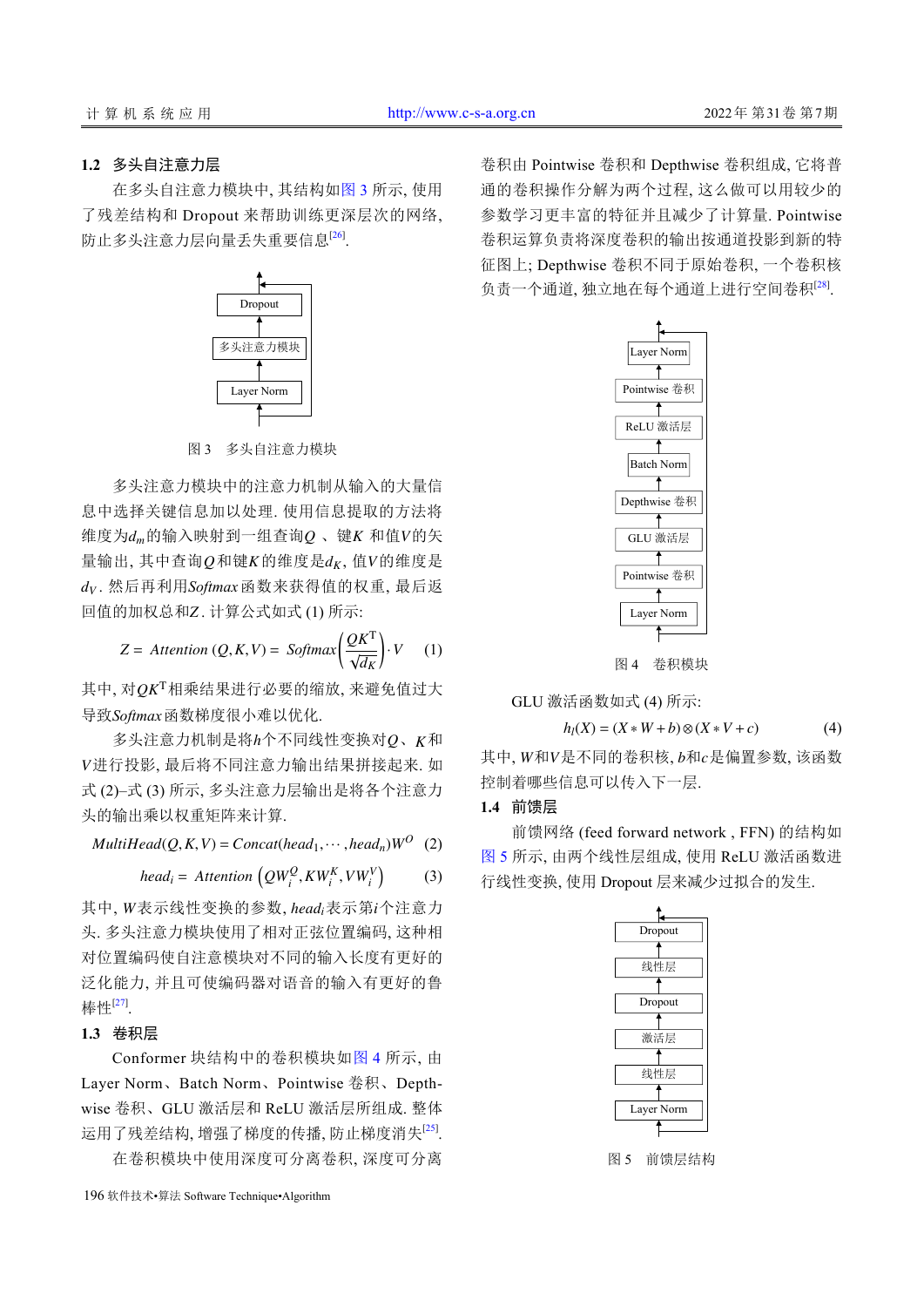## 1.2 多头自注意力层

在多头注意力模块中, 其结构如图 3 所示, 使用了残差结构和 Dropout 来帮助训练更深层次的网络, 防止多头注意力层向量丢失重要信息[26].

图 3 多头自注意力模块

多头注意力模块中的注意力机制从输入的大量信息中选择关键信息加以处理. 使用信息提取的方法将维度为$d_m$的输入映射到一组查询$Q$、键$K$ 和值$V$的矢量输出, 其中查询$Q$和键$K$的维度是$d_K$, 值$V$的维度是$d_V$. 然后再利用$Softmax$函数来获得值的权重, 最后返回值的加权总和$Z$. 计算公式如式 (1) 所示:

$$Z = Attention\,(Q,K,V) = Softmax\left(\frac{QK^{\mathrm{T}}}{\sqrt{d_K}}\right)\cdot V \tag{1}$$

其中, 对$QK^{\mathrm{T}}$相乘结果进行必要的缩放, 来避免值过大导致$Softmax$函数梯度很小难以优化.

多头注意力机制是将$h$个不同线性变换对$Q$、$K$和$V$进行投影, 最后将不同注意力输出结果拼接起来. 如式 (2)–式 (3) 所示, 多头注意力层输出是将各个注意力头的输出乘以权重矩阵来计算.

$$MultiHead(Q,K,V) = Concat(head_1,\cdots,head_n)W^O \tag{2}$$

$$head_i = Attention\left(QW_i^Q, KW_i^K, VW_i^V\right) \tag{3}$$

其中, $W$表示线性变换的参数, $head_i$表示第$i$个注意力头. 多头注意力模块使用了相对正弦位置编码, 这种相对位置编码使自注意模块对不同的输入长度有更好的泛化能力, 并且可使编码器对语音的输入有更好的鲁棒性[27].

## 1.3 卷积层

Conformer 块结构中的卷积模块如图 4 所示, 由 Layer Norm、Batch Norm、Pointwise 卷积、Depthwise 卷积、GLU 激活层和 ReLU 激活层所组成. 整体运用了残差结构, 增强了梯度的传播, 防止梯度消失[25].

在卷积模块中使用深度可分离卷积, 深度可分离卷积由 Pointwise 卷积和 Depthwise 卷积组成, 它将普通的卷积操作分解为两个过程, 这么做可以用较少的参数学习更丰富的特征并且减少了计算量. Pointwise 卷积运算负责将深度卷积的输出按通道投影到新的特征图上; Depthwise 卷积不同于原始卷积, 一个卷积核负责一个通道, 独立地在每个通道上进行空间卷积[28].

图 4 卷积模块

GLU 激活函数如式 (4) 所示:

$$h_l(X) = (X * W + b) \otimes (X * V + c) \tag{4}$$

其中, $W$和$V$是不同的卷积核, $b$和$c$是偏置参数, 该函数控制着哪些信息可以传入下一层.

## 1.4 前馈层

前馈网络 (feed forward network , FFN) 的结构如图 5 所示, 由两个线性层组成, 使用 ReLU 激活函数进行线性变换, 使用 Dropout 层来减少过拟合的发生.

图 5 前馈层结构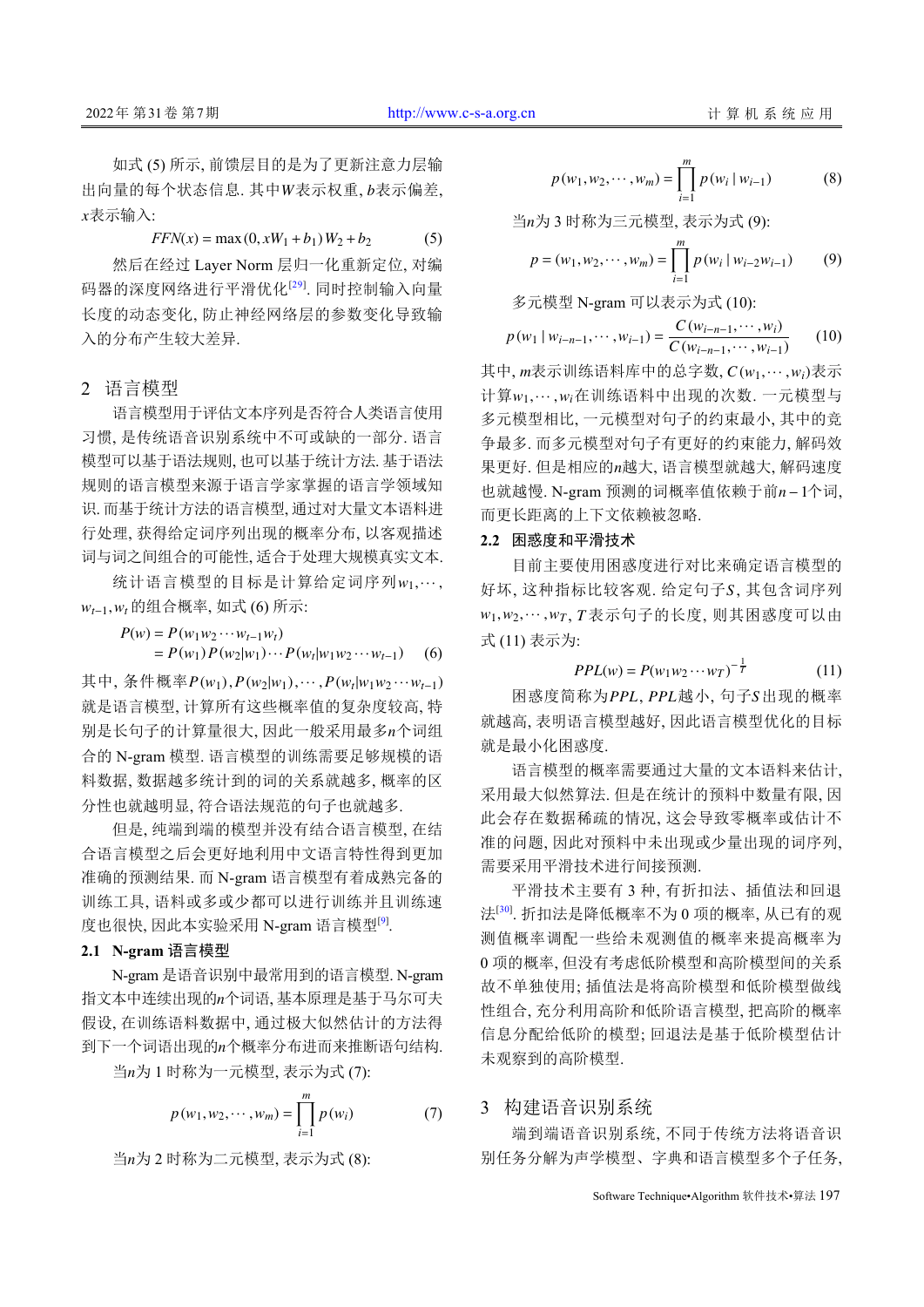如式 (5) 所示, 前馈层目的是为了更新注意力层输出向量的每个状态信息. 其中$W$表示权重, $b$表示偏差, $x$表示输入:

$$FFN(x)=\max(0, xW_1+b_1)W_2+b_2 \tag{5}$$

然后在经过 Layer Norm 层归一化重新定位, 对编码器的深度网络进行平滑优化[29]. 同时控制输入向量长度的动态变化, 防止神经网络层的参数变化导致输入的分布产生较大差异.

## 2 语言模型

语言模型用于评估文本序列是否符合人类语言使用习惯, 是传统语音识别系统中不可或缺的一部分. 语言模型可以基于语法规则, 也可以基于统计方法. 基于语法规则的语言模型来源于语言学家掌握的语言学领域知识. 而基于统计方法的语言模型, 通过对大量文本语料进行处理, 获得给定词序列出现的概率分布, 以客观描述词与词之间组合的可能性, 适合于处理大规模真实文本.

统计语言模型的目标是计算给定词序列$w_1,\cdots, w_{t-1}, w_t$的组合概率, 如式 (6) 所示:

$$\begin{aligned}P(w)&=P(w_1w_2\cdots w_{t-1}w_t)\\&=P(w_1)P(w_2|w_1)\cdots P(w_t|w_1w_2\cdots w_{t-1})\end{aligned} \tag{6}$$

其中, 条件概率$P(w_1), P(w_2|w_1),\cdots, P(w_t|w_1w_2\cdots w_{t-1})$就是语言模型, 计算所有这些概率值的复杂度较高, 特别是长句子的计算量很大, 因此一般采用最多$n$个词组合的 N-gram 模型. 语言模型的训练需要足够规模的语料数据, 数据越多统计到的词的关系就越多, 概率的区分性也就越明显, 符合语法规范的句子也就越多.

但是, 纯端到端的模型并没有结合语言模型, 在结合语言模型之后会更好地利用中文语言特性得到更加准确的预测结果. 而 N-gram 语言模型有着成熟完备的训练工具, 语料或多或少都可以进行训练并且训练速度也很快, 因此本实验采用 N-gram 语言模型[9].

### 2.1 N-gram 语言模型

N-gram 是语音识别中最常用到的语言模型. N-gram 指文本中连续出现的$n$个词语, 基本原理是基于马尔可夫假设, 在训练语料数据中, 通过极大似然估计的方法得到下一个词语出现的$n$个概率分布进而来推断语句结构.

当$n$为 1 时称为一元模型, 表示为式 (7):

$$p(w_1, w_2,\cdots, w_m)=\prod_{i=1}^{m}p(w_i) \tag{7}$$

当$n$为 2 时称为二元模型, 表示为式 (8):

$$p(w_1, w_2,\cdots, w_m)=\prod_{i=1}^{m}p(w_i\mid w_{i-1}) \tag{8}$$

当$n$为 3 时称为三元模型, 表示为式 (9):

$$p=(w_1, w_2,\cdots, w_m)=\prod_{i=1}^{m}p(w_i\mid w_{i-2}w_{i-1}) \tag{9}$$

多元模型 N-gram 可以表示为式 (10):

$$p(w_1\mid w_{i-n-1},\cdots, w_{i-1})=\frac{C(w_{i-n-1},\cdots, w_i)}{C(w_{i-n-1},\cdots, w_{i-1})} \tag{10}$$

其中, $m$表示训练语料库中的总字数, $C(w_1,\cdots, w_i)$表示计算$w_1,\cdots, w_i$在训练语料中出现的次数. 一元模型与多元模型相比, 一元模型对句子的约束最小, 其中的竞争最多. 而多元模型对句子有更好的约束能力, 解码效果更好. 但是相应的$n$越大, 语言模型就越大, 解码速度也就越慢. N-gram 预测的词概率值依赖于前$n-1$个词, 而更长距离的上下文依赖被忽略.

### 2.2 困惑度和平滑技术

目前主要使用困惑度进行对比来确定语言模型的好坏, 这种指标比较客观. 给定句子$S$, 其包含词序列$w_1, w_2,\cdots, w_T$, $T$表示句子的长度, 则其困惑度可以由式 (11) 表示为:

$$PPL(w)=P(w_1w_2\cdots w_T)^{-\frac{1}{T}} \tag{11}$$

困惑度简称为$PPL$, $PPL$越小, 句子$S$出现的概率就越高, 表明语言模型越好, 因此语言模型优化的目标就是最小化困惑度.

语言模型的概率需要通过大量的文本语料来估计, 采用最大似然算法. 但是在统计的预料中数量有限, 因此会存在数据稀疏的情况, 这会导致零概率或估计不准的问题, 因此对预料中未出现或少量出现的词序列, 需要采用平滑技术进行间接预测.

平滑技术主要有 3 种, 有折扣法、插值法和回退法[30]. 折扣法是降低概率不为 0 项的概率, 从已有的观测值概率调配一些给未观测值的概率来提高概率为 0 项的概率, 但没有考虑低阶模型和高阶模型间的关系故不单独使用; 插值法是将高阶模型和低阶模型做线性组合, 充分利用高阶和低阶语言模型, 把高阶的概率信息分配给低阶的模型; 回退法是基于低阶模型估计未观察到的高阶模型.

## 3 构建语音识别系统

端到端语音识别系统, 不同于传统方法将语音识别任务分解为声学模型、字典和语言模型多个子任务,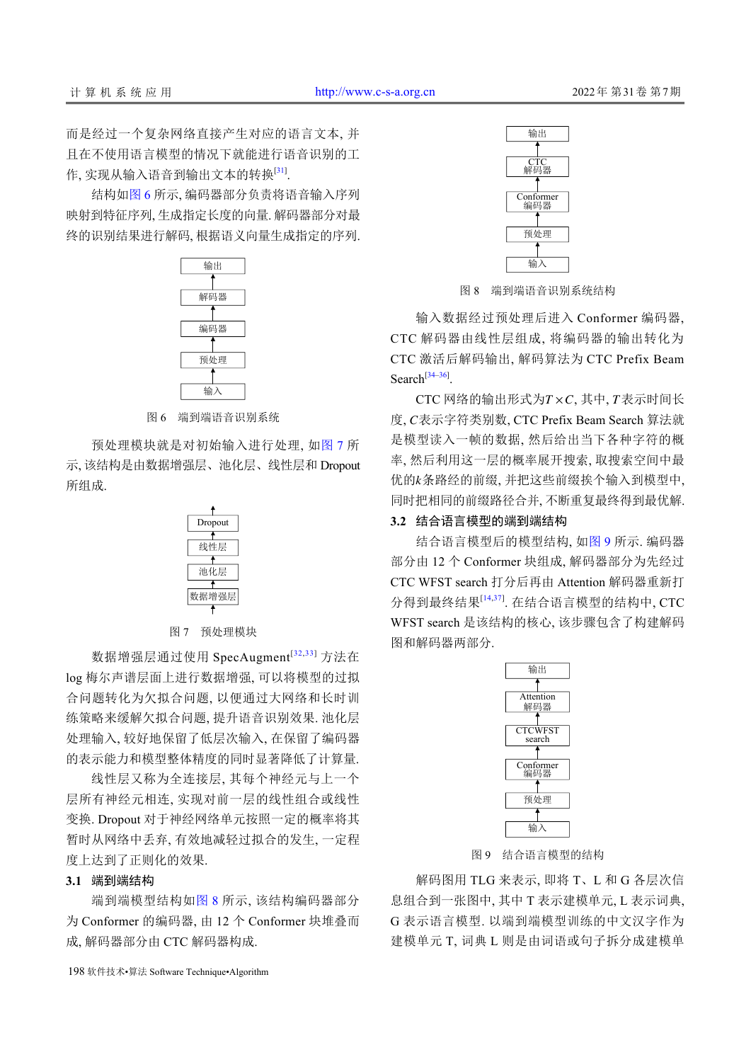而是经过一个复杂网络直接产生对应的语言文本, 并且在不使用语言模型的情况下就能进行语音识别的工作, 实现从输入语音到输出文本的转换[31].

结构如图 6 所示, 编码器部分负责将语音输入序列映射到特征序列, 生成指定长度的向量. 解码器部分对最终的识别结果进行解码, 根据语义向量生成指定的序列.

输出

解码器

编码器

预处理

输入

图 6　端到端语音识别系统

预处理模块就是对初始输入进行处理, 如图 7 所示, 该结构是由数据增强层、池化层、线性层和 Dropout 所组成.

Dropout

线性层

池化层

数据增强层

图 7　预处理模块

数据增强层通过使用 SpecAugment[32,33] 方法在 log 梅尔声谱层面上进行数据增强, 可以将模型的过拟合问题转化为欠拟合问题, 以便通过大网络和长时训练策略来缓解欠拟合问题, 提升语音识别效果. 池化层处理输入, 较好地保留了低层次输入, 在保留了编码器的表示能力和模型整体精度的同时显著降低了计算量.

线性层又称为全连接层, 其每个神经元与上一个层所有神经元相连, 实现对前一层的线性组合或线性变换. Dropout 对于神经网络单元按照一定的概率将其暂时从网络中丢弃, 有效地减轻过拟合的发生, 一定程度上达到了正则化的效果.

### 3.1　端到端结构

端到端模型结构如图 8 所示, 该结构编码器部分为 Conformer 的编码器, 由 12 个 Conformer 块堆叠而成, 解码器部分由 CTC 解码器构成.

输出

CTC 解码器

Conformer 编码器

预处理

输入

图 8　端到端语音识别系统结构

输入数据经过预处理后进入 Conformer 编码器, CTC 解码器由线性层组成, 将编码器的输出转化为 CTC 激活后解码输出, 解码算法为 CTC Prefix Beam Search[34–36].

CTC 网络的输出形式为$T \times C$, 其中, $T$表示时间长度, $C$表示字符类别数, CTC Prefix Beam Search 算法就是模型读入一帧的数据, 然后给出当下各种字符的概率, 然后利用这一层的概率展开搜索, 取搜索空间中最优的$k$条路经的前缀, 并把这些前缀挨个输入到模型中, 同时把相同的前缀路径合并, 不断重复最终得到最优解.

### 3.2　结合语言模型的端到端结构

结合语言模型后的模型结构, 如图 9 所示. 编码器部分由 12 个 Conformer 块组成, 解码器部分为先经过 CTC WFST search 打分后再由 Attention 解码器重新打分得到最终结果[14,37]. 在结合语言模型的结构中, CTC WFST search 是该结构的核心, 该步骤包含了构建解码图和解码器两部分.

输出

Attention 解码器

CTCWFST search

Conformer 编码器

预处理

输入

图 9　结合语言模型的结构

解码图用 TLG 来表示, 即将 T、L 和 G 各层次信息组合到一张图中, 其中 T 表示建模单元, L 表示词典, G 表示语言模型. 以端到端模型训练的中文汉字作为建模单元 T, 词典 L 则是由词语或句子拆分成建模单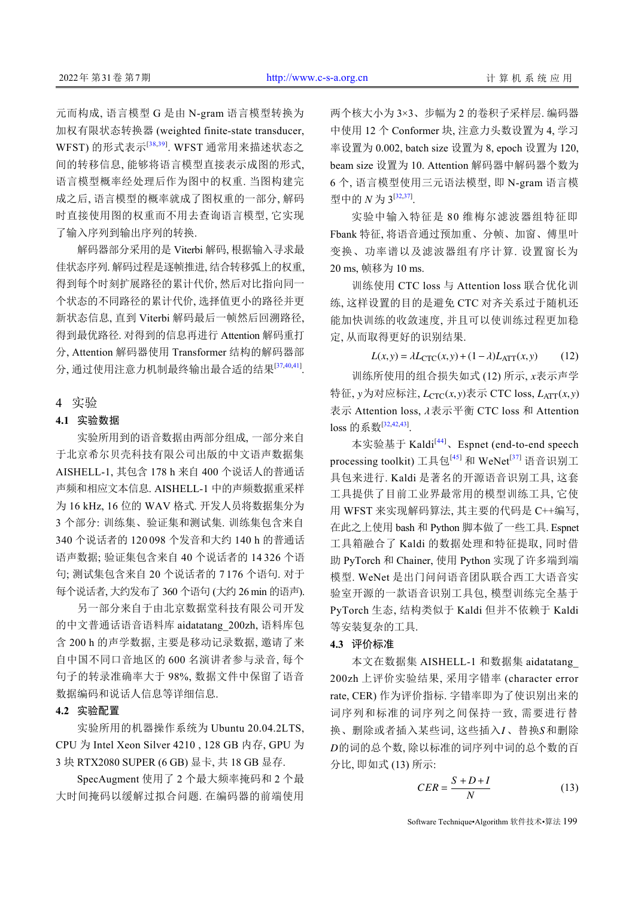元而构成, 语言模型 G 是由 N-gram 语言模型转换为加权有限状态转换器 (weighted finite-state transducer, WFST) 的形式表示[38,39]. WFST 通常用来描述状态之间的转移信息, 能够将语言模型直接表示成图的形式, 语言模型概率经处理后作为图中的权重. 当图构建完成之后, 语言模型的概率就成了图权重的一部分, 解码时直接使用图的权重而不用去查询语言模型, 它实现了输入序列到输出序列的转换.

解码器部分采用的是 Viterbi 解码, 根据输入寻求最佳状态序列. 解码过程是逐帧推进, 结合转移弧上的权重, 得到每个时刻扩展路径的累计代价, 然后对比指向同一个状态的不同路径的累计代价, 选择值更小的路径并更新状态信息, 直到 Viterbi 解码最后一帧然后回溯路径, 得到最优路径. 对得到的信息再进行 Attention 解码重打分, Attention 解码器使用 Transformer 结构的解码器部分, 通过使用注意力机制最终输出最合适的结果[37,40,41].

## 4 实验

### 4.1 实验数据

实验所用到的语音数据由两部分组成, 一部分来自于北京希尔贝壳科技有限公司出版的中文语声数据集 AISHELL-1, 其包含 178 h 来自 400 个说话人的普通话声频和相应文本信息. AISHELL-1 中的声频数据重采样为 16 kHz, 16 位的 WAV 格式. 开发人员将数据集分为 3 个部分: 训练集、验证集和测试集. 训练集包含来自 340 个说话者的 120 098 个发音和大约 140 h 的普通话语声数据; 验证集包含来自 40 个说话者的 14 326 个语句; 测试集包含来自 20 个说话者的 7 176 个语句. 对于每个说话者, 大约发布了 360 个语句 (大约 26 min 的语声).

另一部分来自于由北京数据堂科技有限公司开发的中文普通话语音语料库 aidatatang_200zh, 语料库包含 200 h 的声学数据, 主要是移动记录数据, 邀请了来自中国不同口音地区的 600 名演讲者参与录音, 每个句子的转录准确率大于 98%, 数据文件中保留了语音数据编码和说话人信息等详细信息.

### 4.2 实验配置

实验所用的机器操作系统为 Ubuntu 20.04.2LTS, CPU 为 Intel Xeon Silver 4210 , 128 GB 内存, GPU 为 3 块 RTX2080 SUPER (6 GB) 显卡, 共 18 GB 显存.

SpecAugment 使用了 2 个最大频率掩码和 2 个最大时间掩码以缓解过拟合问题. 在编码器的前端使用两个核大小为 3×3、步幅为 2 的卷积子采样层. 编码器中使用 12 个 Conformer 块, 注意力头数设置为 4, 学习率设置为 0.002, batch size 设置为 8, epoch 设置为 120, beam size 设置为 10. Attention 解码器中解码器个数为 6 个, 语言模型使用三元语法模型, 即 N-gram 语言模型中的 $N$ 为 3[32,37].

实验中输入特征是 80 维梅尔滤波器组特征即 Fbank 特征, 将语音通过预加重、分帧、加窗、傅里叶变换、功率谱以及滤波器组有序计算. 设置窗长为 20 ms, 帧移为 10 ms.

训练使用 CTC loss 与 Attention loss 联合优化训练, 这样设置的目的是避免 CTC 对齐关系过于随机还能加快训练的收敛速度, 并且可以使训练过程更加稳定, 从而取得更好的识别结果.

$$L(x,y) = \lambda L_{\mathrm{CTC}}(x,y) + (1-\lambda) L_{\mathrm{ATT}}(x,y) \tag{12}$$

训练所使用的组合损失如式 (12) 所示, $x$表示声学特征, $y$为对应标注, $L_{\mathrm{CTC}}(x,y)$表示 CTC loss, $L_{\mathrm{ATT}}(x,y)$表示 Attention loss, $\lambda$表示平衡 CTC loss 和 Attention loss 的系数[32,42,43].

本实验基于 Kaldi[44]、Espnet (end-to-end speech processing toolkit) 工具包[45] 和 WeNet[37] 语音识别工具包来进行. Kaldi 是著名的开源语音识别工具, 这套工具提供了目前工业界最常用的模型训练工具, 它使用 WFST 来实现解码算法, 其主要的代码是 C++编写, 在此之上使用 bash 和 Python 脚本做了一些工具. Espnet 工具箱融合了 Kaldi 的数据处理和特征提取, 同时借助 PyTorch 和 Chainer, 使用 Python 实现了许多端到端模型. WeNet 是出门问问语音团队联合西工大语音实验室开源的一款语音识别工具包, 模型训练完全基于 PyTorch 生态, 结构类似于 Kaldi 但并不依赖于 Kaldi 等安装复杂的工具.

### 4.3 评价标准

本文在数据集 AISHELL-1 和数据集 aidatatang_200zh 上评价实验结果, 采用字错率 (character error rate, CER) 作为评价指标. 字错率即为了使识别出来的词序列和标准的词序列之间保持一致, 需要进行替换、删除或者插入某些词, 这些插入$I$、替换$S$和删除$D$的词的总个数, 除以标准的词序列中词的总个数的百分比, 即如式 (13) 所示:

$$CER = \frac{S+D+I}{N} \tag{13}$$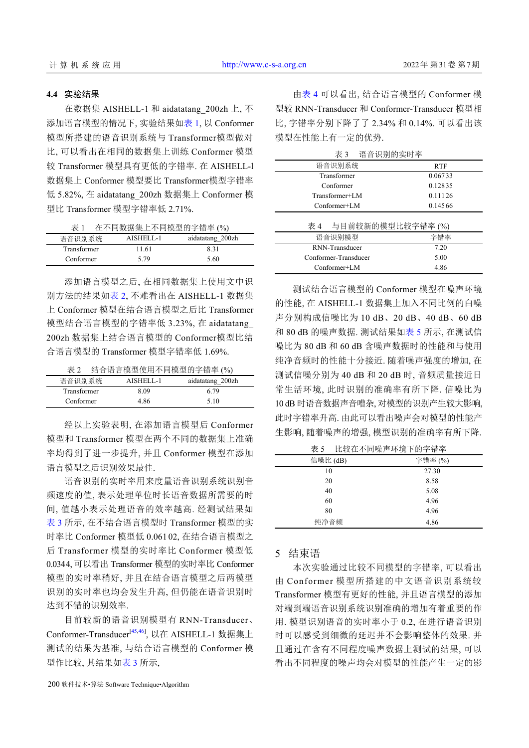### 4.4 实验结果

在数据集 AISHELL-1 和 aidatatang_200zh 上, 不添加语言模型的情况下, 实验结果如表 1, 以 Conformer 模型所搭建的语音识别系统与 Transformer模型做对比, 可以看出在相同的数据集上训练 Conformer 模型较 Transformer 模型具有更低的字错率. 在 AISHELL-l 数据集上 Conformer 模型要比 Transformer模型字错率低 5.82%, 在 aidatatang_200zh 数据集上 Conformer 模型比 Transformer 模型字错率低 2.71%.

表 1 在不同数据集上不同模型的字错率 (%)

| 语音识别系统 | AISHELL-1 | aidatatang_200zh |
|---|---|---|
| Transformer | 11.61 | 8.31 |
| Conformer | 5.79 | 5.60 |

添加语言模型之后, 在相同数据集上使用文中识别方法的结果如表 2, 不难看出在 AISHELL-1 数据集上 Conformer 模型在结合语言模型之后比 Transformer 模型结合语言模型的字错率低 3.23%, 在 aidatatang_200zh 数据集上结合语言模型的 Conformer模型比结合语言模型的 Transformer 模型字错率低 1.69%.

表 2 结合语言模型使用不同模型的字错率 (%)

| 语音识别系统 | AISHELL-1 | aidatatang_200zh |
|---|---|---|
| Transformer | 8.09 | 6.79 |
| Conformer | 4.86 | 5.10 |

经以上实验表明, 在添加语言模型后 Conformer 模型和 Transformer 模型在两个不同的数据集上准确率均得到了进一步提升, 并且 Conformer 模型在添加语言模型之后识别效果最佳.

语音识别的实时率用来度量语音识别系统识别音频速度的值, 表示处理单位时长语音数据所需要的时间, 值越小表示处理语音的效率越高. 经测试结果如表 3 所示, 在不结合语言模型时 Transformer 模型的实时率比 Conformer 模型低 0.061 02, 在结合语言模型之后 Transformer 模型的实时率比 Conformer 模型低 0.0344, 可以看出 Transformer 模型的实时率比 Conformer 模型的实时率稍好, 并且在结合语言模型之后两模型识别的实时率也均会发生升高, 但仍能在语音识别时达到不错的识别效率.

目前较新的语音识别模型有 RNN-Transducer、Conformer-Transducer[45,46], 以在 AISHELL-1 数据集上测试的结果为基准, 与结合语言模型的 Conformer 模型作比较, 其结果如表 3 所示,

由表 4 可以看出, 结合语言模型的 Conformer 模型较 RNN-Transducer 和 Conformer-Transducer 模型相比, 字错率分别下降了 2.34% 和 0.14%. 可以看出该模型在性能上有一定的优势.

表 3 语音识别的实时率

| 语音识别系统 | RTF |
|---|---|
| Transformer | 0.067 33 |
| Conformer | 0.128 35 |
| Transformer+LM | 0.111 26 |
| Conformer+LM | 0.145 66 |

表 4 与目前较新的模型比较字错率 (%)

| 语音识别模型 | 字错率 |
|---|---|
| RNN-Transducer | 7.20 |
| Conformer-Transducer | 5.00 |
| Conformer+LM | 4.86 |

测试结合语言模型的 Conformer 模型在噪声环境的性能, 在 AISHELL-1 数据集上加入不同比例的白噪声分别构成信噪比为 10 dB、20 dB、40 dB、60 dB 和 80 dB 的噪声数据. 测试结果如表 5 所示, 在测试信噪比为 80 dB 和 60 dB 含噪声数据时的性能和与使用纯净音频时的性能十分接近. 随着噪声强度的增加, 在测试信噪分别为 40 dB 和 20 dB 时, 音频质量接近日常生活环境, 此时识别的准确率有所下降. 信噪比为 10 dB 时语音数据声音嘈杂, 对模型的识别产生较大影响, 此时字错率升高. 由此可以看出噪声会对模型的性能产生影响, 随着噪声的增强, 模型识别的准确率有所下降.

表 5 比较在不同噪声环境下的字错率

| 信噪比 (dB) | 字错率 (%) |
|---|---|
| 10 | 27.30 |
| 20 | 8.58 |
| 40 | 5.08 |
| 60 | 4.96 |
| 80 | 4.96 |
| 纯净音频 | 4.86 |

## 5 结束语

本次实验通过比较不同模型的字错率, 可以看出由 Conformer 模型所搭建的中文语音识别系统较 Transformer 模型有更好的性能, 并且语言模型的添加对端到端语音识别系统识别准确的增加有着重要的作用. 模型识别语音的实时率小于 0.2, 在进行语音识别时可以感受到细微的延迟并不会影响整体的效果. 并且通过在含有不同程度噪声数据上测试的结果, 可以看出不同程度的噪声均会对模型的性能产生一定的影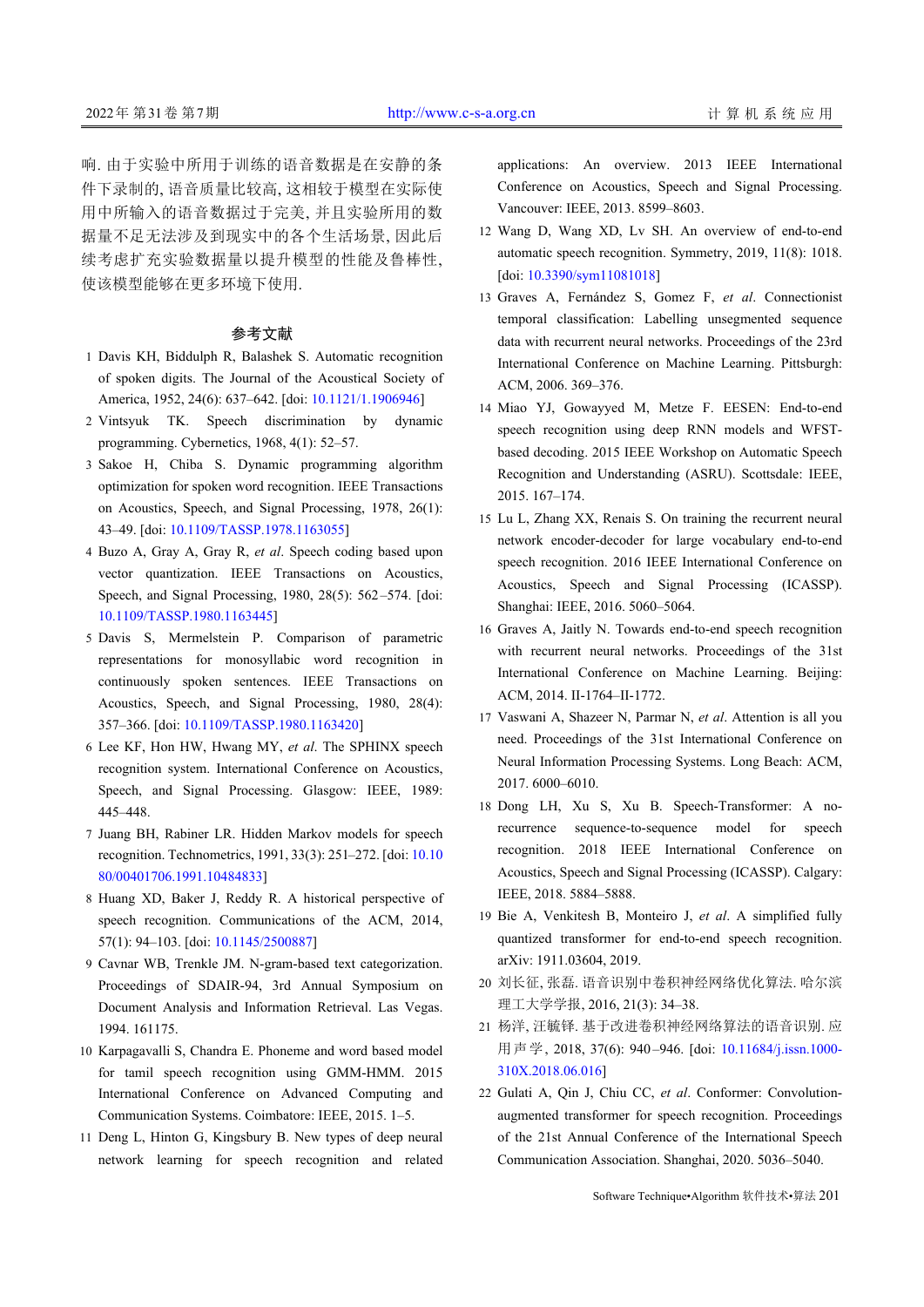响. 由于实验中所用于训练的语音数据是在安静的条件下录制的, 语音质量比较高, 这相较于模型在实际使用中所输入的语音数据过于完美, 并且实验所用的数据量不足无法涉及到现实中的各个生活场景, 因此后续考虑扩充实验数据量以提升模型的性能及鲁棒性, 使该模型能够在更多环境下使用.

## 参考文献

1. Davis KH, Biddulph R, Balashek S. Automatic recognition of spoken digits. The Journal of the Acoustical Society of America, 1952, 24(6): 637–642. [doi: 10.1121/1.1906946]
2. Vintsyuk TK. Speech discrimination by dynamic programming. Cybernetics, 1968, 4(1): 52–57.
3. Sakoe H, Chiba S. Dynamic programming algorithm optimization for spoken word recognition. IEEE Transactions on Acoustics, Speech, and Signal Processing, 1978, 26(1): 43–49. [doi: 10.1109/TASSP.1978.1163055]
4. Buzo A, Gray A, Gray R, *et al*. Speech coding based upon vector quantization. IEEE Transactions on Acoustics, Speech, and Signal Processing, 1980, 28(5): 562–574. [doi: 10.1109/TASSP.1980.1163445]
5. Davis S, Mermelstein P. Comparison of parametric representations for monosyllabic word recognition in continuously spoken sentences. IEEE Transactions on Acoustics, Speech, and Signal Processing, 1980, 28(4): 357–366. [doi: 10.1109/TASSP.1980.1163420]
6. Lee KF, Hon HW, Hwang MY, *et al*. The SPHINX speech recognition system. International Conference on Acoustics, Speech, and Signal Processing. Glasgow: IEEE, 1989: 445–448.
7. Juang BH, Rabiner LR. Hidden Markov models for speech recognition. Technometrics, 1991, 33(3): 251–272. [doi: 10.1080/00401706.1991.10484833]
8. Huang XD, Baker J, Reddy R. A historical perspective of speech recognition. Communications of the ACM, 2014, 57(1): 94–103. [doi: 10.1145/2500887]
9. Cavnar WB, Trenkle JM. N-gram-based text categorization. Proceedings of SDAIR-94, 3rd Annual Symposium on Document Analysis and Information Retrieval. Las Vegas. 1994. 161175.
10. Karpagavalli S, Chandra E. Phoneme and word based model for tamil speech recognition using GMM-HMM. 2015 International Conference on Advanced Computing and Communication Systems. Coimbatore: IEEE, 2015. 1–5.
11. Deng L, Hinton G, Kingsbury B. New types of deep neural network learning for speech recognition and related applications: An overview. 2013 IEEE International Conference on Acoustics, Speech and Signal Processing. Vancouver: IEEE, 2013. 8599–8603.
12. Wang D, Wang XD, Lv SH. An overview of end-to-end automatic speech recognition. Symmetry, 2019, 11(8): 1018. [doi: 10.3390/sym11081018]
13. Graves A, Fernández S, Gomez F, *et al*. Connectionist temporal classification: Labelling unsegmented sequence data with recurrent neural networks. Proceedings of the 23rd International Conference on Machine Learning. Pittsburgh: ACM, 2006. 369–376.
14. Miao YJ, Gowayyed M, Metze F. EESEN: End-to-end speech recognition using deep RNN models and WFST-based decoding. 2015 IEEE Workshop on Automatic Speech Recognition and Understanding (ASRU). Scottsdale: IEEE, 2015. 167–174.
15. Lu L, Zhang XX, Renais S. On training the recurrent neural network encoder-decoder for large vocabulary end-to-end speech recognition. 2016 IEEE International Conference on Acoustics, Speech and Signal Processing (ICASSP). Shanghai: IEEE, 2016. 5060–5064.
16. Graves A, Jaitly N. Towards end-to-end speech recognition with recurrent neural networks. Proceedings of the 31st International Conference on Machine Learning. Beijing: ACM, 2014. II-1764–II-1772.
17. Vaswani A, Shazeer N, Parmar N, *et al*. Attention is all you need. Proceedings of the 31st International Conference on Neural Information Processing Systems. Long Beach: ACM, 2017. 6000–6010.
18. Dong LH, Xu S, Xu B. Speech-Transformer: A no-recurrence sequence-to-sequence model for speech recognition. 2018 IEEE International Conference on Acoustics, Speech and Signal Processing (ICASSP). Calgary: IEEE, 2018. 5884–5888.
19. Bie A, Venkitesh B, Monteiro J, *et al*. A simplified fully quantized transformer for end-to-end speech recognition. arXiv: 1911.03604, 2019.
20. 刘长征, 张磊. 语音识别中卷积神经网络优化算法. 哈尔滨理工大学学报, 2016, 21(3): 34–38.
21. 杨洋, 汪毓铎. 基于改进卷积神经网络算法的语音识别. 应用声学, 2018, 37(6): 940–946. [doi: 10.11684/j.issn.1000-310X.2018.06.016]
22. Gulati A, Qin J, Chiu CC, *et al*. Conformer: Convolution-augmented transformer for speech recognition. Proceedings of the 21st Annual Conference of the International Speech Communication Association. Shanghai, 2020. 5036–5040.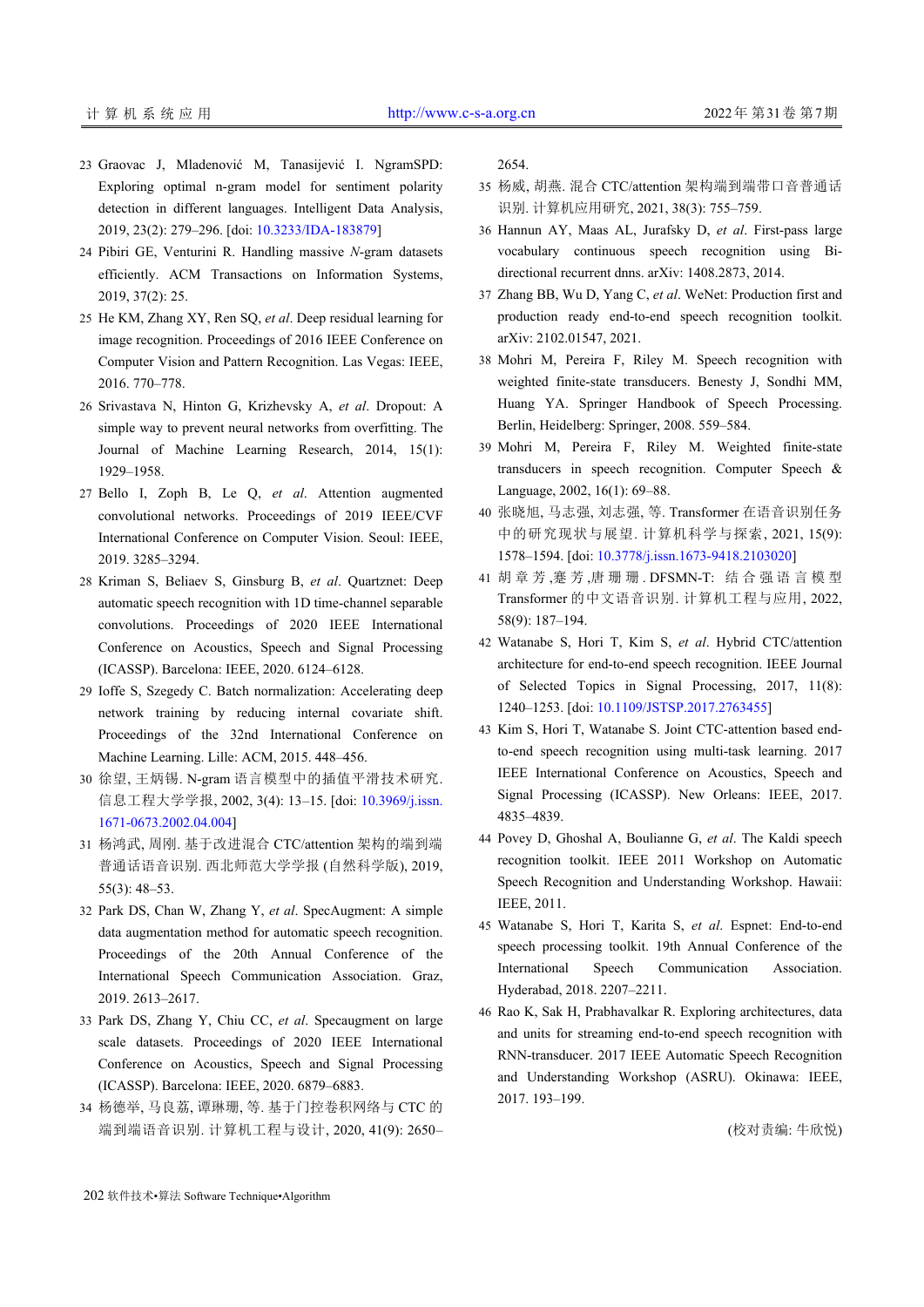23 Graovac J, Mladenović M, Tanasijević I. NgramSPD: Exploring optimal n-gram model for sentiment polarity detection in different languages. Intelligent Data Analysis, 2019, 23(2): 279–296. [doi: 10.3233/IDA-183879]

24 Pibiri GE, Venturini R. Handling massive *N*-gram datasets efficiently. ACM Transactions on Information Systems, 2019, 37(2): 25.

25 He KM, Zhang XY, Ren SQ, *et al*. Deep residual learning for image recognition. Proceedings of 2016 IEEE Conference on Computer Vision and Pattern Recognition. Las Vegas: IEEE, 2016. 770–778.

26 Srivastava N, Hinton G, Krizhevsky A, *et al*. Dropout: A simple way to prevent neural networks from overfitting. The Journal of Machine Learning Research, 2014, 15(1): 1929–1958.

27 Bello I, Zoph B, Le Q, *et al*. Attention augmented convolutional networks. Proceedings of 2019 IEEE/CVF International Conference on Computer Vision. Seoul: IEEE, 2019. 3285–3294.

28 Kriman S, Beliaev S, Ginsburg B, *et al*. Quartznet: Deep automatic speech recognition with 1D time-channel separable convolutions. Proceedings of 2020 IEEE International Conference on Acoustics, Speech and Signal Processing (ICASSP). Barcelona: IEEE, 2020. 6124–6128.

29 Ioffe S, Szegedy C. Batch normalization: Accelerating deep network training by reducing internal covariate shift. Proceedings of the 32nd International Conference on Machine Learning. Lille: ACM, 2015. 448–456.

30 徐望, 王炳锡. N-gram 语言模型中的插值平滑技术研究. 信息工程大学学报, 2002, 3(4): 13–15. [doi: 10.3969/j.issn.1671-0673.2002.04.004]

31 杨鸿武, 周刚. 基于改进混合 CTC/attention 架构的端到端普通话语音识别. 西北师范大学学报 (自然科学版), 2019, 55(3): 48–53.

32 Park DS, Chan W, Zhang Y, *et al*. SpecAugment: A simple data augmentation method for automatic speech recognition. Proceedings of the 20th Annual Conference of the International Speech Communication Association. Graz, 2019. 2613–2617.

33 Park DS, Zhang Y, Chiu CC, *et al*. Specaugment on large scale datasets. Proceedings of 2020 IEEE International Conference on Acoustics, Speech and Signal Processing (ICASSP). Barcelona: IEEE, 2020. 6879–6883.

34 杨德举, 马良荔, 谭琳珊, 等. 基于门控卷积网络与 CTC 的端到端语音识别. 计算机工程与设计, 2020, 41(9): 2650–2654.

35 杨威, 胡燕. 混合 CTC/attention 架构端到端带口音普通话识别. 计算机应用研究, 2021, 38(3): 755–759.

36 Hannun AY, Maas AL, Jurafsky D, *et al*. First-pass large vocabulary continuous speech recognition using Bi-directional recurrent dnns. arXiv: 1408.2873, 2014.

37 Zhang BB, Wu D, Yang C, *et al*. WeNet: Production first and production ready end-to-end speech recognition toolkit. arXiv: 2102.01547, 2021.

38 Mohri M, Pereira F, Riley M. Speech recognition with weighted finite-state transducers. Benesty J, Sondhi MM, Huang YA. Springer Handbook of Speech Processing. Berlin, Heidelberg: Springer, 2008. 559–584.

39 Mohri M, Pereira F, Riley M. Weighted finite-state transducers in speech recognition. Computer Speech & Language, 2002, 16(1): 69–88.

40 张晓旭, 马志强, 刘志强, 等. Transformer 在语音识别任务中的研究现状与展望. 计算机科学与探索, 2021, 15(9): 1578–1594. [doi: 10.3778/j.issn.1673-9418.2103020]

41 胡章芳, 蹇芳, 唐珊珊. DFSMN-T: 结合强语言模型 Transformer 的中文语音识别. 计算机工程与应用, 2022, 58(9): 187–194.

42 Watanabe S, Hori T, Kim S, *et al*. Hybrid CTC/attention architecture for end-to-end speech recognition. IEEE Journal of Selected Topics in Signal Processing, 2017, 11(8): 1240–1253. [doi: 10.1109/JSTSP.2017.2763455]

43 Kim S, Hori T, Watanabe S. Joint CTC-attention based end-to-end speech recognition using multi-task learning. 2017 IEEE International Conference on Acoustics, Speech and Signal Processing (ICASSP). New Orleans: IEEE, 2017. 4835–4839.

44 Povey D, Ghoshal A, Boulianne G, *et al*. The Kaldi speech recognition toolkit. IEEE 2011 Workshop on Automatic Speech Recognition and Understanding Workshop. Hawaii: IEEE, 2011.

45 Watanabe S, Hori T, Karita S, *et al*. Espnet: End-to-end speech processing toolkit. 19th Annual Conference of the International Speech Communication Association. Hyderabad, 2018. 2207–2211.

46 Rao K, Sak H, Prabhavalkar R. Exploring architectures, data and units for streaming end-to-end speech recognition with RNN-transducer. 2017 IEEE Automatic Speech Recognition and Understanding Workshop (ASRU). Okinawa: IEEE, 2017. 193–199.

(校对责编: 牛欣悦)